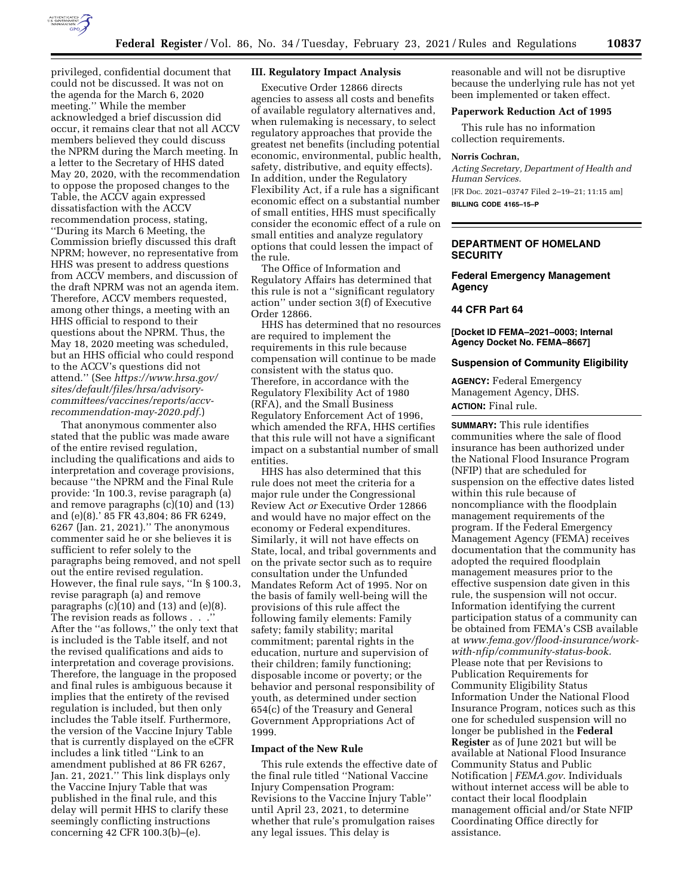privileged, confidential document that could not be discussed. It was not on the agenda for the March 6, 2020 meeting.'' While the member acknowledged a brief discussion did occur, it remains clear that not all ACCV members believed they could discuss the NPRM during the March meeting. In a letter to the Secretary of HHS dated May 20, 2020, with the recommendation to oppose the proposed changes to the Table, the ACCV again expressed dissatisfaction with the ACCV recommendation process, stating, ''During its March 6 Meeting, the Commission briefly discussed this draft NPRM; however, no representative from HHS was present to address questions from ACCV members, and discussion of the draft NPRM was not an agenda item. Therefore, ACCV members requested, among other things, a meeting with an HHS official to respond to their questions about the NPRM. Thus, the May 18, 2020 meeting was scheduled, but an HHS official who could respond to the ACCV's questions did not attend.'' (See *https://www.hrsa.gov/sites/default/files/hrsa/advisory-committees/vaccines/reports/accv-recommendation-may-2020.pdf.*)

That anonymous commenter also stated that the public was made aware of the entire revised regulation, including the qualifications and aids to interpretation and coverage provisions, because ''the NPRM and the Final Rule provide: 'In 100.3, revise paragraph (a) and remove paragraphs (c)(10) and (13) and (e)(8).' 85 FR 43,804; 86 FR 6249, 6267 (Jan. 21, 2021).'' The anonymous commenter said he or she believes it is sufficient to refer solely to the paragraphs being removed, and not spell out the entire revised regulation. However, the final rule says, ''In § 100.3, revise paragraph (a) and remove paragraphs (c)(10) and (13) and (e)(8). The revision reads as follows . . .'' After the ''as follows,'' the only text that is included is the Table itself, and not the revised qualifications and aids to interpretation and coverage provisions. Therefore, the language in the proposed and final rules is ambiguous because it implies that the entirety of the revised regulation is included, but then only includes the Table itself. Furthermore, the version of the Vaccine Injury Table that is currently displayed on the eCFR includes a link titled ''Link to an amendment published at 86 FR 6267, Jan. 21, 2021.'' This link displays only the Vaccine Injury Table that was published in the final rule, and this delay will permit HHS to clarify these seemingly conflicting instructions concerning 42 CFR 100.3(b)–(e).

## III. Regulatory Impact Analysis

Executive Order 12866 directs agencies to assess all costs and benefits of available regulatory alternatives and, when rulemaking is necessary, to select regulatory approaches that provide the greatest net benefits (including potential economic, environmental, public health, safety, distributive, and equity effects). In addition, under the Regulatory Flexibility Act, if a rule has a significant economic effect on a substantial number of small entities, HHS must specifically consider the economic effect of a rule on small entities and analyze regulatory options that could lessen the impact of the rule.

The Office of Information and Regulatory Affairs has determined that this rule is not a ''significant regulatory action'' under section 3(f) of Executive Order 12866.

HHS has determined that no resources are required to implement the requirements in this rule because compensation will continue to be made consistent with the status quo. Therefore, in accordance with the Regulatory Flexibility Act of 1980 (RFA), and the Small Business Regulatory Enforcement Act of 1996, which amended the RFA, HHS certifies that this rule will not have a significant impact on a substantial number of small entities.

HHS has also determined that this rule does not meet the criteria for a major rule under the Congressional Review Act *or* Executive Order 12866 and would have no major effect on the economy or Federal expenditures. Similarly, it will not have effects on State, local, and tribal governments and on the private sector such as to require consultation under the Unfunded Mandates Reform Act of 1995. Nor on the basis of family well-being will the provisions of this rule affect the following family elements: Family safety; family stability; marital commitment; parental rights in the education, nurture and supervision of their children; family functioning; disposable income or poverty; or the behavior and personal responsibility of youth, as determined under section 654(c) of the Treasury and General Government Appropriations Act of 1999.

### Impact of the New Rule

This rule extends the effective date of the final rule titled ''National Vaccine Injury Compensation Program: Revisions to the Vaccine Injury Table'' until April 23, 2021, to determine whether that rule's promulgation raises any legal issues. This delay is reasonable and will not be disruptive because the underlying rule has not yet been implemented or taken effect.

### Paperwork Reduction Act of 1995

This rule has no information collection requirements.

**Norris Cochran,**

*Acting Secretary, Department of Health and Human Services.*

[FR Doc. 2021–03747 Filed 2–19–21; 11:15 am]

**BILLING CODE 4165–15–P**

---

## DEPARTMENT OF HOMELAND SECURITY

## Federal Emergency Management Agency

## 44 CFR Part 64

**[Docket ID FEMA–2021–0003; Internal Agency Docket No. FEMA–8667]**

## Suspension of Community Eligibility

**AGENCY:** Federal Emergency Management Agency, DHS.

**ACTION:** Final rule.

**SUMMARY:** This rule identifies communities where the sale of flood insurance has been authorized under the National Flood Insurance Program (NFIP) that are scheduled for suspension on the effective dates listed within this rule because of noncompliance with the floodplain management requirements of the program. If the Federal Emergency Management Agency (FEMA) receives documentation that the community has adopted the required floodplain management measures prior to the effective suspension date given in this rule, the suspension will not occur. Information identifying the current participation status of a community can be obtained from FEMA's CSB available at *www.fema.gov/flood-insurance/work-with-nfip/community-status-book.* Please note that per Revisions to Publication Requirements for Community Eligibility Status Information Under the National Flood Insurance Program, notices such as this one for scheduled suspension will no longer be published in the **Federal Register** as of June 2021 but will be available at National Flood Insurance Community Status and Public Notification | *FEMA.gov*. Individuals without internet access will be able to contact their local floodplain management official and/or State NFIP Coordinating Office directly for assistance.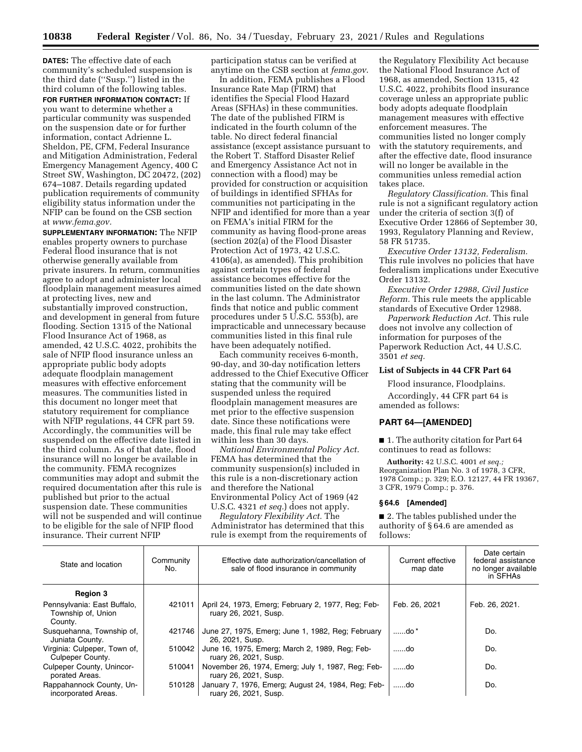**DATES:** The effective date of each community's scheduled suspension is the third date ("Susp.") listed in the third column of the following tables.

**FOR FURTHER INFORMATION CONTACT:** If you want to determine whether a particular community was suspended on the suspension date or for further information, contact Adrienne L. Sheldon, PE, CFM, Federal Insurance and Mitigation Administration, Federal Emergency Management Agency, 400 C Street SW, Washington, DC 20472, (202) 674–1087. Details regarding updated publication requirements of community eligibility status information under the NFIP can be found on the CSB section at *www.fema.gov.*

**SUPPLEMENTARY INFORMATION:** The NFIP enables property owners to purchase Federal flood insurance that is not otherwise generally available from private insurers. In return, communities agree to adopt and administer local floodplain management measures aimed at protecting lives, new and substantially improved construction, and development in general from future flooding. Section 1315 of the National Flood Insurance Act of 1968, as amended, 42 U.S.C. 4022, prohibits the sale of NFIP flood insurance unless an appropriate public body adopts adequate floodplain management measures with effective enforcement measures. The communities listed in this document no longer meet that statutory requirement for compliance with NFIP regulations, 44 CFR part 59. Accordingly, the communities will be suspended on the effective date listed in the third column. As of that date, flood insurance will no longer be available in the community. FEMA recognizes communities may adopt and submit the required documentation after this rule is published but prior to the actual suspension date. These communities will not be suspended and will continue to be eligible for the sale of NFIP flood insurance. Their current NFIP participation status can be verified at anytime on the CSB section at *fema.gov*.

In addition, FEMA publishes a Flood Insurance Rate Map (FIRM) that identifies the Special Flood Hazard Areas (SFHAs) in these communities. The date of the published FIRM is indicated in the fourth column of the table. No direct federal financial assistance (except assistance pursuant to the Robert T. Stafford Disaster Relief and Emergency Assistance Act not in connection with a flood) may be provided for construction or acquisition of buildings in identified SFHAs for communities not participating in the NFIP and identified for more than a year on FEMA's initial FIRM for the community as having flood-prone areas (section 202(a) of the Flood Disaster Protection Act of 1973, 42 U.S.C. 4106(a), as amended). This prohibition against certain types of federal assistance becomes effective for the communities listed on the date shown in the last column. The Administrator finds that notice and public comment procedures under 5 U.S.C. 553(b), are impracticable and unnecessary because communities listed in this final rule have been adequately notified.

Each community receives 6-month, 90-day, and 30-day notification letters addressed to the Chief Executive Officer stating that the community will be suspended unless the required floodplain management measures are met prior to the effective suspension date. Since these notifications were made, this final rule may take effect within less than 30 days.

*National Environmental Policy Act.* FEMA has determined that the community suspension(s) included in this rule is a non-discretionary action and therefore the National Environmental Policy Act of 1969 (42 U.S.C. 4321 *et seq.*) does not apply.

*Regulatory Flexibility Act.* The Administrator has determined that this rule is exempt from the requirements of the Regulatory Flexibility Act because the National Flood Insurance Act of 1968, as amended, Section 1315, 42 U.S.C. 4022, prohibits flood insurance coverage unless an appropriate public body adopts adequate floodplain management measures with effective enforcement measures. The communities listed no longer comply with the statutory requirements, and after the effective date, flood insurance will no longer be available in the communities unless remedial action takes place.

*Regulatory Classification.* This final rule is not a significant regulatory action under the criteria of section 3(f) of Executive Order 12866 of September 30, 1993, Regulatory Planning and Review, 58 FR 51735.

*Executive Order 13132, Federalism.* This rule involves no policies that have federalism implications under Executive Order 13132.

*Executive Order 12988, Civil Justice Reform.* This rule meets the applicable standards of Executive Order 12988.

*Paperwork Reduction Act.* This rule does not involve any collection of information for purposes of the Paperwork Reduction Act, 44 U.S.C. 3501 *et seq.*

### List of Subjects in 44 CFR Part 64

Flood insurance, Floodplains.

Accordingly, 44 CFR part 64 is amended as follows:

## PART 64—[AMENDED]

■ 1. The authority citation for Part 64 continues to read as follows:

**Authority:** 42 U.S.C. 4001 *et seq.;* Reorganization Plan No. 3 of 1978, 3 CFR, 1978 Comp.; p. 329; E.O. 12127, 44 FR 19367, 3 CFR, 1979 Comp.; p. 376.

### § 64.6 [Amended]

■ 2. The tables published under the authority of § 64.6 are amended as follows:

| State and location | Community No. | Effective date authorization/cancellation of sale of flood insurance in community | Current effective map date | Date certain federal assistance no longer available in SFHAs |
|---|---|---|---|---|
| **Region 3** | | | | |
| Pennsylvania: East Buffalo, Township of, Union County. | 421011 | April 24, 1973, Emerg; February 2, 1977, Reg; February 26, 2021, Susp. | Feb. 26, 2021 | Feb. 26, 2021. |
| Susquehanna, Township of, Juniata County. | 421746 | June 27, 1975, Emerg; June 1, 1982, Reg; February 26, 2021, Susp. | ......do * | Do. |
| Virginia: Culpeper, Town of, Culpeper County. | 510042 | June 16, 1975, Emerg; March 2, 1989, Reg; February 26, 2021, Susp. | ......do | Do. |
| Culpeper County, Unincorporated Areas. | 510041 | November 26, 1974, Emerg; July 1, 1987, Reg; February 26, 2021, Susp. | ......do | Do. |
| Rappahannock County, Unincorporated Areas. | 510128 | January 7, 1976, Emerg; August 24, 1984, Reg; February 26, 2021, Susp. | ......do | Do. |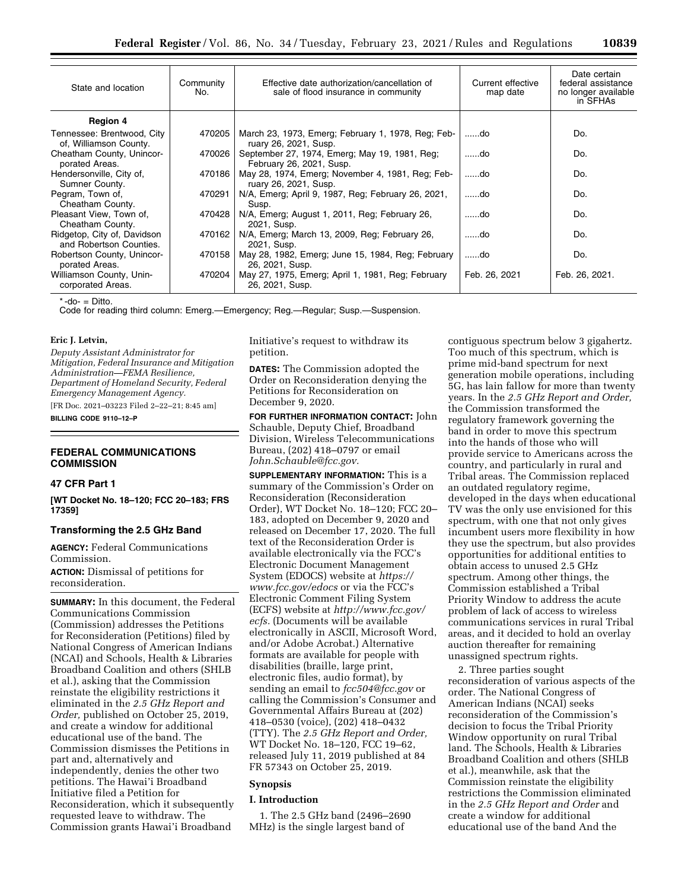| State and location | Community No. | Effective date authorization/cancellation of sale of flood insurance in community | Current effective map date | Date certain federal assistance no longer available in SFHAs |
|---|---|---|---|---|
| **Region 4** | | | | |
| Tennessee: Brentwood, City of, Williamson County. | 470205 | March 23, 1973, Emerg; February 1, 1978, Reg; February 26, 2021, Susp. | ......do | Do. |
| Cheatham County, Unincorporated Areas. | 470026 | September 27, 1974, Emerg; May 19, 1981, Reg; February 26, 2021, Susp. | ......do | Do. |
| Hendersonville, City of, Sumner County. | 470186 | May 28, 1974, Emerg; November 4, 1981, Reg; February 26, 2021, Susp. | ......do | Do. |
| Pegram, Town of, Cheatham County. | 470291 | N/A, Emerg; April 9, 1987, Reg; February 26, 2021, Susp. | ......do | Do. |
| Pleasant View, Town of, Cheatham County. | 470428 | N/A, Emerg; August 1, 2011, Reg; February 26, 2021, Susp. | ......do | Do. |
| Ridgetop, City of, Davidson and Robertson Counties. | 470162 | N/A, Emerg; March 13, 2009, Reg; February 26, 2021, Susp. | ......do | Do. |
| Robertson County, Unincorporated Areas. | 470158 | May 28, 1982, Emerg; June 15, 1984, Reg; February 26, 2021, Susp. | ......do | Do. |
| Williamson County, Unincorporated Areas. | 470204 | May 27, 1975, Emerg; April 1, 1981, Reg; February 26, 2021, Susp. | Feb. 26, 2021 | Feb. 26, 2021. |

* -do- = Ditto.

Code for reading third column: Emerg.—Emergency; Reg.—Regular; Susp.—Suspension.

**Eric J. Letvin,**

*Deputy Assistant Administrator for Mitigation, Federal Insurance and Mitigation Administration—FEMA Resilience, Department of Homeland Security, Federal Emergency Management Agency.*

[FR Doc. 2021–03223 Filed 2–22–21; 8:45 am]

**BILLING CODE 9110–12–P**

## FEDERAL COMMUNICATIONS COMMISSION

### 47 CFR Part 1

**[WT Docket No. 18–120; FCC 20–183; FRS 17359]**

### Transforming the 2.5 GHz Band

**AGENCY:** Federal Communications Commission.

**ACTION:** Dismissal of petitions for reconsideration.

**SUMMARY:** In this document, the Federal Communications Commission (Commission) addresses the Petitions for Reconsideration (Petitions) filed by National Congress of American Indians (NCAI) and Schools, Health & Libraries Broadband Coalition and others (SHLB et al.), asking that the Commission reinstate the eligibility restrictions it eliminated in the *2.5 GHz Report and Order,* published on October 25, 2019, and create a window for additional educational use of the band. The Commission dismisses the Petitions in part and, alternatively and independently, denies the other two petitions. The Hawai'i Broadband Initiative filed a Petition for Reconsideration, which it subsequently requested leave to withdraw. The Commission grants Hawai'i Broadband Initiative's request to withdraw its petition.

**DATES:** The Commission adopted the Order on Reconsideration denying the Petitions for Reconsideration on December 9, 2020.

**FOR FURTHER INFORMATION CONTACT:** John Schauble, Deputy Chief, Broadband Division, Wireless Telecommunications Bureau, (202) 418–0797 or email *John.Schauble@fcc.gov.*

**SUPPLEMENTARY INFORMATION:** This is a summary of the Commission's Order on Reconsideration (Reconsideration Order), WT Docket No. 18–120; FCC 20–183, adopted on December 9, 2020 and released on December 17, 2020. The full text of the Reconsideration Order is available electronically via the FCC's Electronic Document Management System (EDOCS) website at *https://www.fcc.gov/edocs* or via the FCC's Electronic Comment Filing System (ECFS) website at *http://www.fcc.gov/ecfs.* (Documents will be available electronically in ASCII, Microsoft Word, and/or Adobe Acrobat.) Alternative formats are available for people with disabilities (braille, large print, electronic files, audio format), by sending an email to *fcc504@fcc.gov* or calling the Commission's Consumer and Governmental Affairs Bureau at (202) 418–0530 (voice), (202) 418–0432 (TTY). The *2.5 GHz Report and Order,* WT Docket No. 18–120, FCC 19–62, released July 11, 2019 published at 84 FR 57343 on October 25, 2019.

### Synopsis

### I. Introduction

1. The 2.5 GHz band (2496–2690 MHz) is the single largest band of contiguous spectrum below 3 gigahertz. Too much of this spectrum, which is prime mid-band spectrum for next generation mobile operations, including 5G, has lain fallow for more than twenty years. In the *2.5 GHz Report and Order,* the Commission transformed the regulatory framework governing the band in order to move this spectrum into the hands of those who will provide service to Americans across the country, and particularly in rural and Tribal areas. The Commission replaced an outdated regulatory regime, developed in the days when educational TV was the only use envisioned for this spectrum, with one that not only gives incumbent users more flexibility in how they use the spectrum, but also provides opportunities for additional entities to obtain access to unused 2.5 GHz spectrum. Among other things, the Commission established a Tribal Priority Window to address the acute problem of lack of access to wireless communications services in rural Tribal areas, and it decided to hold an overlay auction thereafter for remaining unassigned spectrum rights.

2. Three parties sought reconsideration of various aspects of the order. The National Congress of American Indians (NCAI) seeks reconsideration of the Commission's decision to focus the Tribal Priority Window opportunity on rural Tribal land. The Schools, Health & Libraries Broadband Coalition and others (SHLB et al.), meanwhile, ask that the Commission reinstate the eligibility restrictions the Commission eliminated in the *2.5 GHz Report and Order* and create a window for additional educational use of the band And the